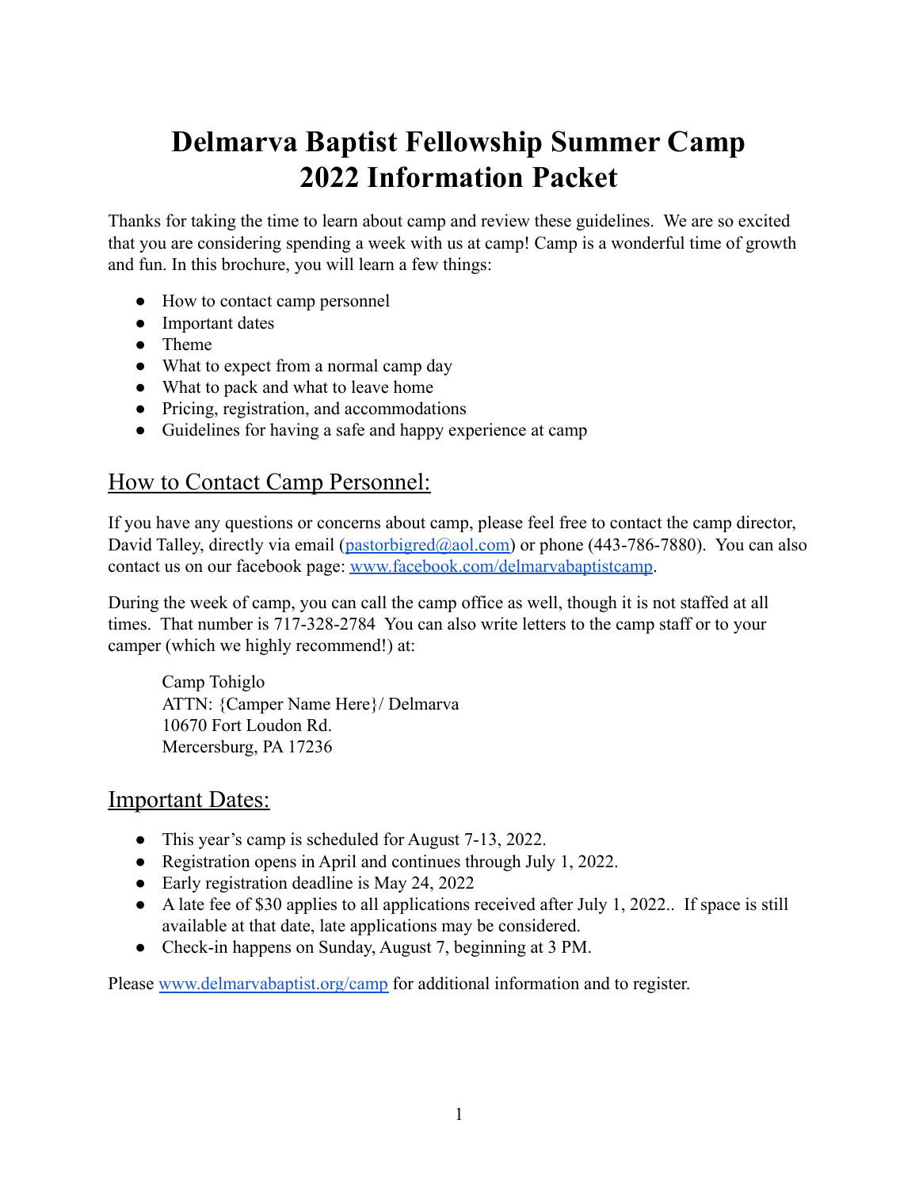# Delmarva Baptist Fellowship Summer Camp
# 2022 Information Packet

Thanks for taking the time to learn about camp and review these guidelines. We are so excited that you are considering spending a week with us at camp! Camp is a wonderful time of growth and fun. In this brochure, you will learn a few things:

- How to contact camp personnel
- Important dates
- Theme
- What to expect from a normal camp day
- What to pack and what to leave home
- Pricing, registration, and accommodations
- Guidelines for having a safe and happy experience at camp

## How to Contact Camp Personnel:

If you have any questions or concerns about camp, please feel free to contact the camp director, David Talley, directly via email (pastorbigred@aol.com) or phone (443-786-7880). You can also contact us on our facebook page: www.facebook.com/delmarvabaptistcamp.

During the week of camp, you can call the camp office as well, though it is not staffed at all times. That number is 717-328-2784 You can also write letters to the camp staff or to your camper (which we highly recommend!) at:

> Camp Tohiglo
> ATTN: {Camper Name Here}/ Delmarva
> 10670 Fort Loudon Rd.
> Mercersburg, PA 17236

## Important Dates:

- This year's camp is scheduled for August 7-13, 2022.
- Registration opens in April and continues through July 1, 2022.
- Early registration deadline is May 24, 2022
- A late fee of $30 applies to all applications received after July 1, 2022.. If space is still available at that date, late applications may be considered.
- Check-in happens on Sunday, August 7, beginning at 3 PM.

Please www.delmarvabaptist.org/camp for additional information and to register.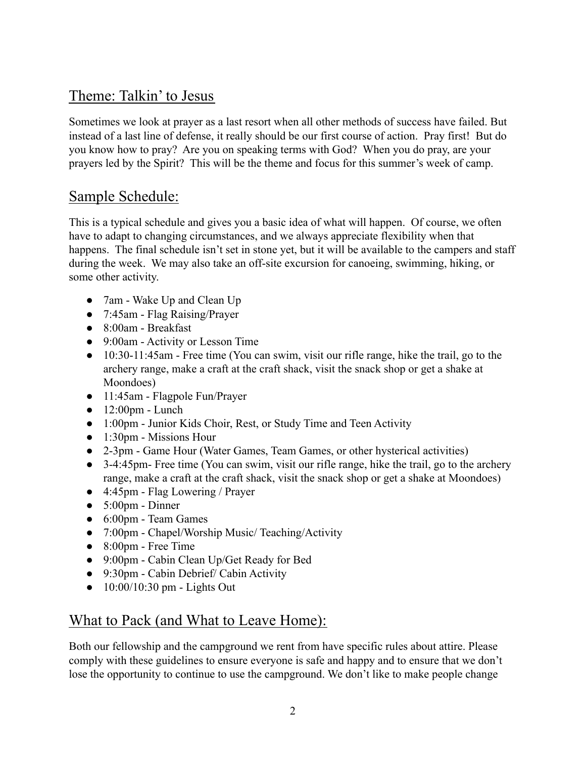## Theme: Talkin' to Jesus

Sometimes we look at prayer as a last resort when all other methods of success have failed. But instead of a last line of defense, it really should be our first course of action. Pray first! But do you know how to pray? Are you on speaking terms with God? When you do pray, are your prayers led by the Spirit? This will be the theme and focus for this summer's week of camp.

## Sample Schedule:

This is a typical schedule and gives you a basic idea of what will happen. Of course, we often have to adapt to changing circumstances, and we always appreciate flexibility when that happens. The final schedule isn't set in stone yet, but it will be available to the campers and staff during the week. We may also take an off-site excursion for canoeing, swimming, hiking, or some other activity.

- 7am - Wake Up and Clean Up
- 7:45am - Flag Raising/Prayer
- 8:00am - Breakfast
- 9:00am - Activity or Lesson Time
- 10:30-11:45am - Free time (You can swim, visit our rifle range, hike the trail, go to the archery range, make a craft at the craft shack, visit the snack shop or get a shake at Moondoes)
- 11:45am - Flagpole Fun/Prayer
- 12:00pm - Lunch
- 1:00pm - Junior Kids Choir, Rest, or Study Time and Teen Activity
- 1:30pm - Missions Hour
- 2-3pm - Game Hour (Water Games, Team Games, or other hysterical activities)
- 3-4:45pm- Free time (You can swim, visit our rifle range, hike the trail, go to the archery range, make a craft at the craft shack, visit the snack shop or get a shake at Moondoes)
- 4:45pm - Flag Lowering / Prayer
- 5:00pm - Dinner
- 6:00pm - Team Games
- 7:00pm - Chapel/Worship Music/ Teaching/Activity
- 8:00pm - Free Time
- 9:00pm - Cabin Clean Up/Get Ready for Bed
- 9:30pm - Cabin Debrief/ Cabin Activity
- 10:00/10:30 pm - Lights Out

## What to Pack (and What to Leave Home):

Both our fellowship and the campground we rent from have specific rules about attire. Please comply with these guidelines to ensure everyone is safe and happy and to ensure that we don't lose the opportunity to continue to use the campground. We don't like to make people change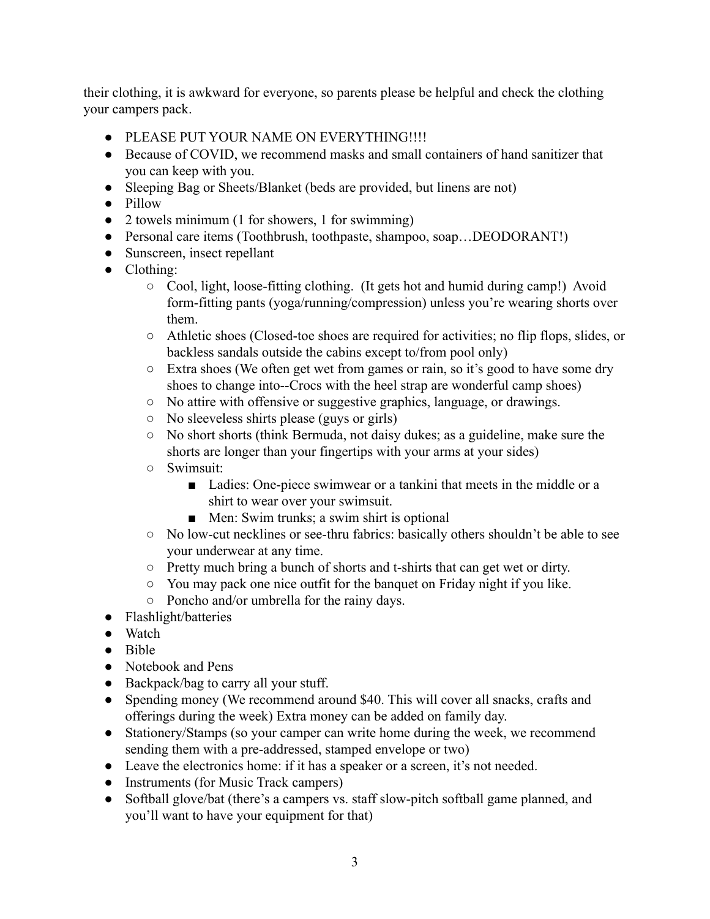their clothing, it is awkward for everyone, so parents please be helpful and check the clothing your campers pack.

- PLEASE PUT YOUR NAME ON EVERYTHING!!!!
- Because of COVID, we recommend masks and small containers of hand sanitizer that you can keep with you.
- Sleeping Bag or Sheets/Blanket (beds are provided, but linens are not)
- Pillow
- 2 towels minimum (1 for showers, 1 for swimming)
- Personal care items (Toothbrush, toothpaste, shampoo, soap…DEODORANT!)
- Sunscreen, insect repellant
- Clothing:
  - Cool, light, loose-fitting clothing. (It gets hot and humid during camp!) Avoid form-fitting pants (yoga/running/compression) unless you're wearing shorts over them.
  - Athletic shoes (Closed-toe shoes are required for activities; no flip flops, slides, or backless sandals outside the cabins except to/from pool only)
  - Extra shoes (We often get wet from games or rain, so it's good to have some dry shoes to change into--Crocs with the heel strap are wonderful camp shoes)
  - No attire with offensive or suggestive graphics, language, or drawings.
  - No sleeveless shirts please (guys or girls)
  - No short shorts (think Bermuda, not daisy dukes; as a guideline, make sure the shorts are longer than your fingertips with your arms at your sides)
  - Swimsuit:
    - Ladies: One-piece swimwear or a tankini that meets in the middle or a shirt to wear over your swimsuit.
    - Men: Swim trunks; a swim shirt is optional
  - No low-cut necklines or see-thru fabrics: basically others shouldn't be able to see your underwear at any time.
  - Pretty much bring a bunch of shorts and t-shirts that can get wet or dirty.
  - You may pack one nice outfit for the banquet on Friday night if you like.
  - Poncho and/or umbrella for the rainy days.
- Flashlight/batteries
- Watch
- Bible
- Notebook and Pens
- Backpack/bag to carry all your stuff.
- Spending money (We recommend around $40. This will cover all snacks, crafts and offerings during the week) Extra money can be added on family day.
- Stationery/Stamps (so your camper can write home during the week, we recommend sending them with a pre-addressed, stamped envelope or two)
- Leave the electronics home: if it has a speaker or a screen, it's not needed.
- Instruments (for Music Track campers)
- Softball glove/bat (there's a campers vs. staff slow-pitch softball game planned, and you'll want to have your equipment for that)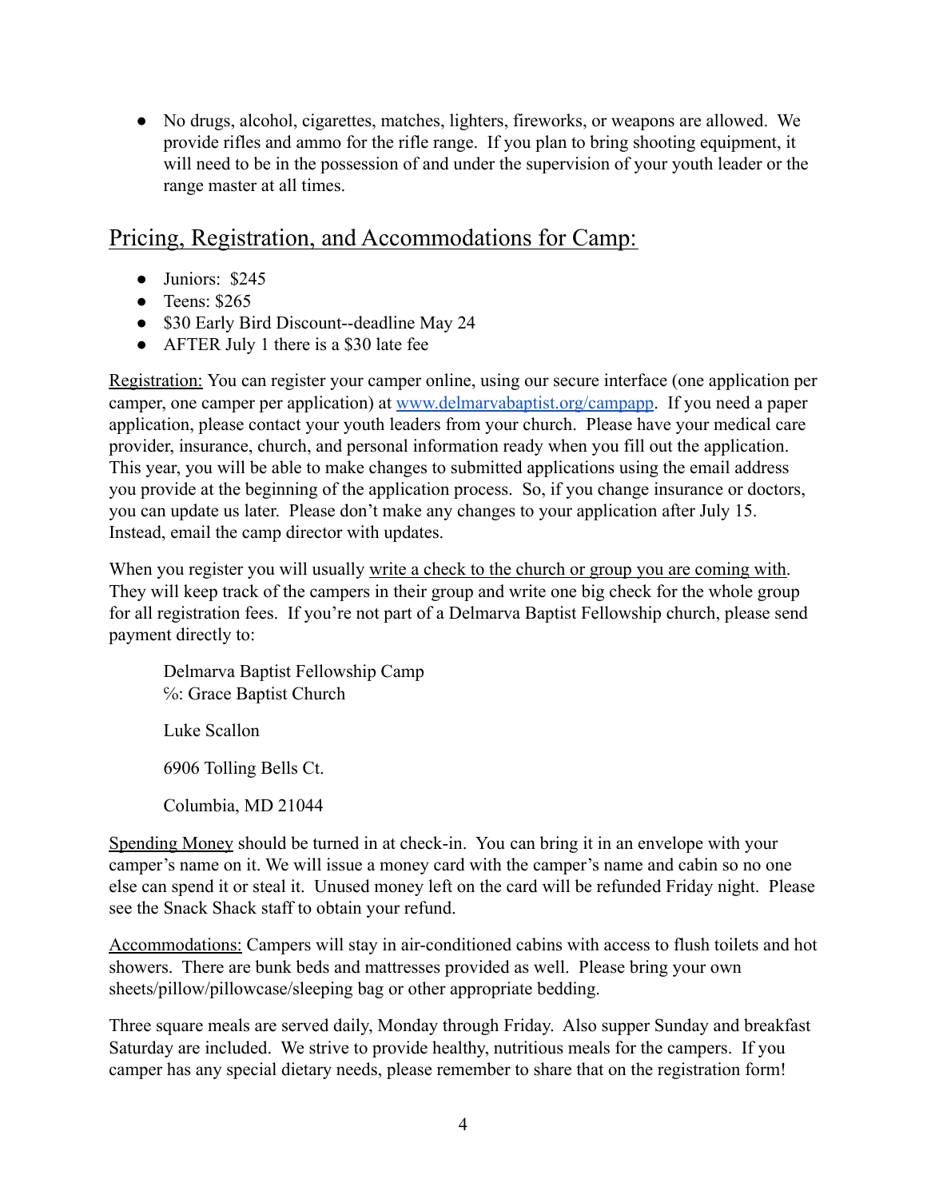- No drugs, alcohol, cigarettes, matches, lighters, fireworks, or weapons are allowed. We provide rifles and ammo for the rifle range. If you plan to bring shooting equipment, it will need to be in the possession of and under the supervision of your youth leader or the range master at all times.

## Pricing, Registration, and Accommodations for Camp:

- Juniors: $245
- Teens: $265
- $30 Early Bird Discount--deadline May 24
- AFTER July 1 there is a $30 late fee

Registration: You can register your camper online, using our secure interface (one application per camper, one camper per application) at [www.delmarvabaptist.org/campapp](http://www.delmarvabaptist.org/campapp). If you need a paper application, please contact your youth leaders from your church. Please have your medical care provider, insurance, church, and personal information ready when you fill out the application. This year, you will be able to make changes to submitted applications using the email address you provide at the beginning of the application process. So, if you change insurance or doctors, you can update us later. Please don't make any changes to your application after July 15. Instead, email the camp director with updates.

When you register you will usually write a check to the church or group you are coming with. They will keep track of the campers in their group and write one big check for the whole group for all registration fees. If you're not part of a Delmarva Baptist Fellowship church, please send payment directly to:

> Delmarva Baptist Fellowship Camp
> ℅: Grace Baptist Church
>
> Luke Scallon
>
> 6906 Tolling Bells Ct.
>
> Columbia, MD 21044

Spending Money should be turned in at check-in. You can bring it in an envelope with your camper's name on it. We will issue a money card with the camper's name and cabin so no one else can spend it or steal it. Unused money left on the card will be refunded Friday night. Please see the Snack Shack staff to obtain your refund.

Accommodations: Campers will stay in air-conditioned cabins with access to flush toilets and hot showers. There are bunk beds and mattresses provided as well. Please bring your own sheets/pillow/pillowcase/sleeping bag or other appropriate bedding.

Three square meals are served daily, Monday through Friday. Also supper Sunday and breakfast Saturday are included. We strive to provide healthy, nutritious meals for the campers. If you camper has any special dietary needs, please remember to share that on the registration form!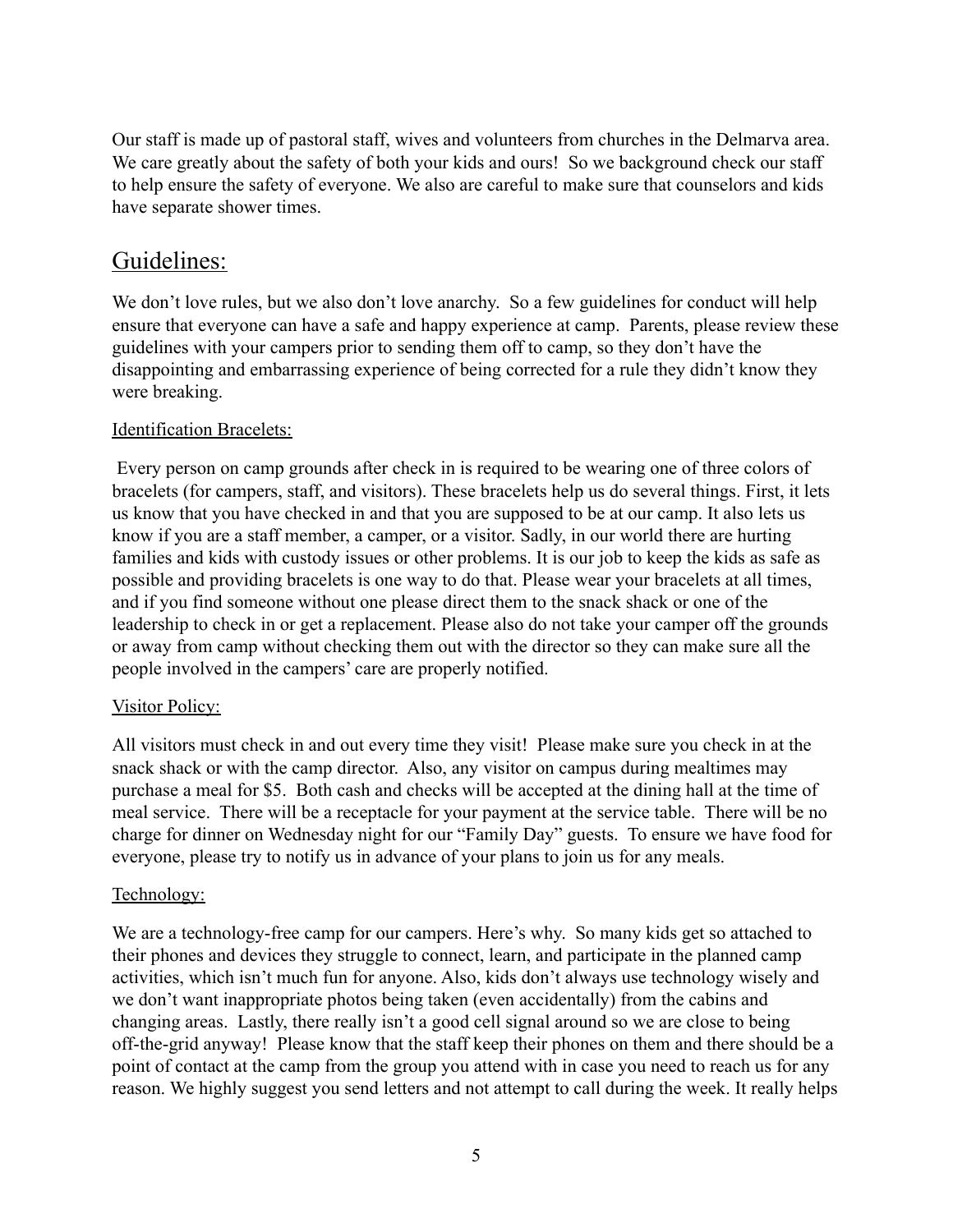Our staff is made up of pastoral staff, wives and volunteers from churches in the Delmarva area. We care greatly about the safety of both your kids and ours! So we background check our staff to help ensure the safety of everyone. We also are careful to make sure that counselors and kids have separate shower times.

## Guidelines:

We don't love rules, but we also don't love anarchy. So a few guidelines for conduct will help ensure that everyone can have a safe and happy experience at camp. Parents, please review these guidelines with your campers prior to sending them off to camp, so they don't have the disappointing and embarrassing experience of being corrected for a rule they didn't know they were breaking.

### Identification Bracelets:

Every person on camp grounds after check in is required to be wearing one of three colors of bracelets (for campers, staff, and visitors). These bracelets help us do several things. First, it lets us know that you have checked in and that you are supposed to be at our camp. It also lets us know if you are a staff member, a camper, or a visitor. Sadly, in our world there are hurting families and kids with custody issues or other problems. It is our job to keep the kids as safe as possible and providing bracelets is one way to do that. Please wear your bracelets at all times, and if you find someone without one please direct them to the snack shack or one of the leadership to check in or get a replacement. Please also do not take your camper off the grounds or away from camp without checking them out with the director so they can make sure all the people involved in the campers' care are properly notified.

### Visitor Policy:

All visitors must check in and out every time they visit! Please make sure you check in at the snack shack or with the camp director. Also, any visitor on campus during mealtimes may purchase a meal for $5. Both cash and checks will be accepted at the dining hall at the time of meal service. There will be a receptacle for your payment at the service table. There will be no charge for dinner on Wednesday night for our "Family Day" guests. To ensure we have food for everyone, please try to notify us in advance of your plans to join us for any meals.

### Technology:

We are a technology-free camp for our campers. Here's why. So many kids get so attached to their phones and devices they struggle to connect, learn, and participate in the planned camp activities, which isn't much fun for anyone. Also, kids don't always use technology wisely and we don't want inappropriate photos being taken (even accidentally) from the cabins and changing areas. Lastly, there really isn't a good cell signal around so we are close to being off-the-grid anyway! Please know that the staff keep their phones on them and there should be a point of contact at the camp from the group you attend with in case you need to reach us for any reason. We highly suggest you send letters and not attempt to call during the week. It really helps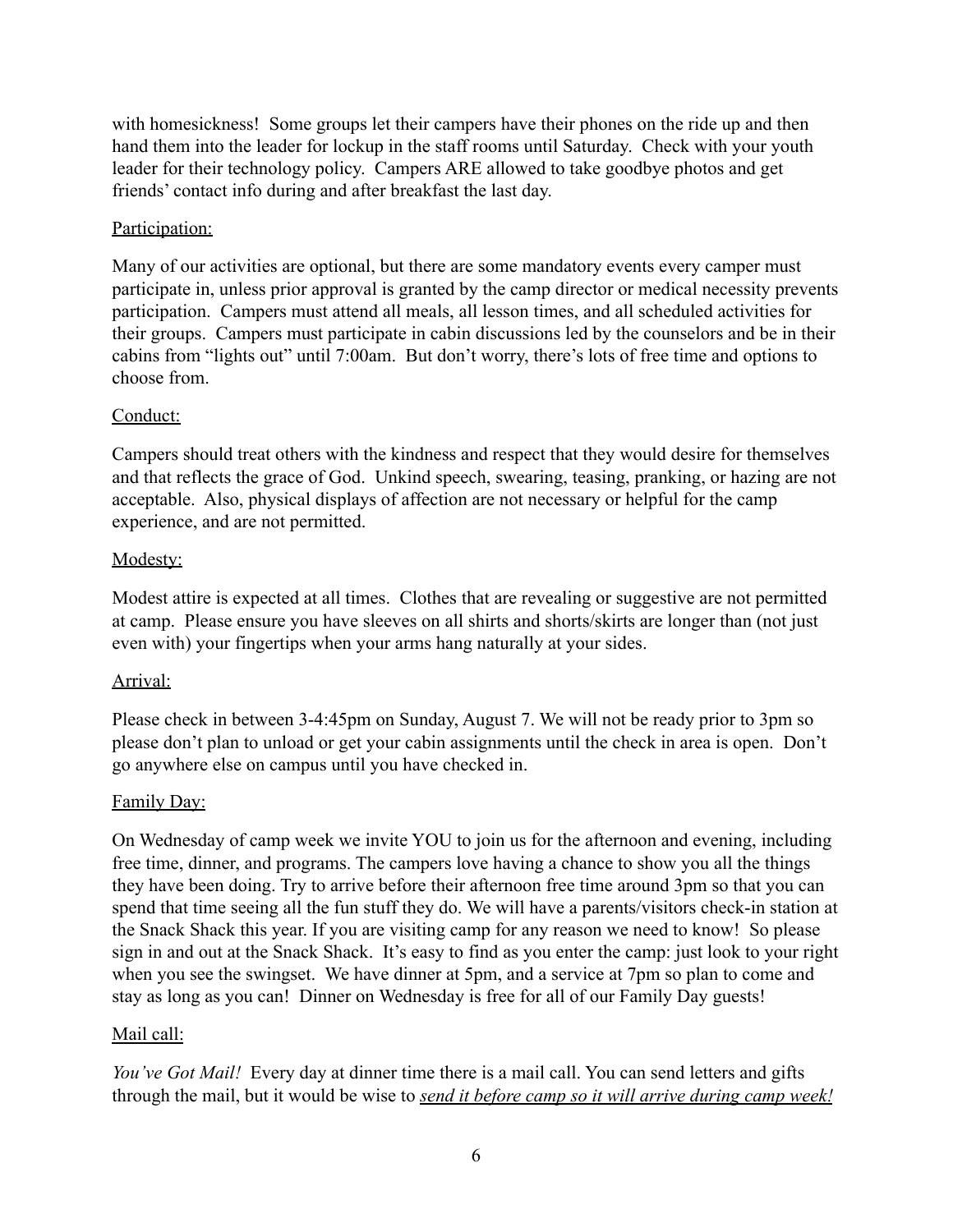with homesickness! Some groups let their campers have their phones on the ride up and then hand them into the leader for lockup in the staff rooms until Saturday. Check with your youth leader for their technology policy. Campers ARE allowed to take goodbye photos and get friends' contact info during and after breakfast the last day.

<u>Participation:</u>

Many of our activities are optional, but there are some mandatory events every camper must participate in, unless prior approval is granted by the camp director or medical necessity prevents participation. Campers must attend all meals, all lesson times, and all scheduled activities for their groups. Campers must participate in cabin discussions led by the counselors and be in their cabins from "lights out" until 7:00am. But don't worry, there's lots of free time and options to choose from.

<u>Conduct:</u>

Campers should treat others with the kindness and respect that they would desire for themselves and that reflects the grace of God. Unkind speech, swearing, teasing, pranking, or hazing are not acceptable. Also, physical displays of affection are not necessary or helpful for the camp experience, and are not permitted.

<u>Modesty:</u>

Modest attire is expected at all times. Clothes that are revealing or suggestive are not permitted at camp. Please ensure you have sleeves on all shirts and shorts/skirts are longer than (not just even with) your fingertips when your arms hang naturally at your sides.

<u>Arrival:</u>

Please check in between 3-4:45pm on Sunday, August 7. We will not be ready prior to 3pm so please don't plan to unload or get your cabin assignments until the check in area is open. Don't go anywhere else on campus until you have checked in.

<u>Family Day:</u>

On Wednesday of camp week we invite YOU to join us for the afternoon and evening, including free time, dinner, and programs. The campers love having a chance to show you all the things they have been doing. Try to arrive before their afternoon free time around 3pm so that you can spend that time seeing all the fun stuff they do. We will have a parents/visitors check-in station at the Snack Shack this year. If you are visiting camp for any reason we need to know! So please sign in and out at the Snack Shack. It's easy to find as you enter the camp: just look to your right when you see the swingset. We have dinner at 5pm, and a service at 7pm so plan to come and stay as long as you can! Dinner on Wednesday is free for all of our Family Day guests!

<u>Mail call:</u>

*You've Got Mail!* Every day at dinner time there is a mail call. You can send letters and gifts through the mail, but it would be wise to *<u>send it before camp so it will arrive during camp week!</u>*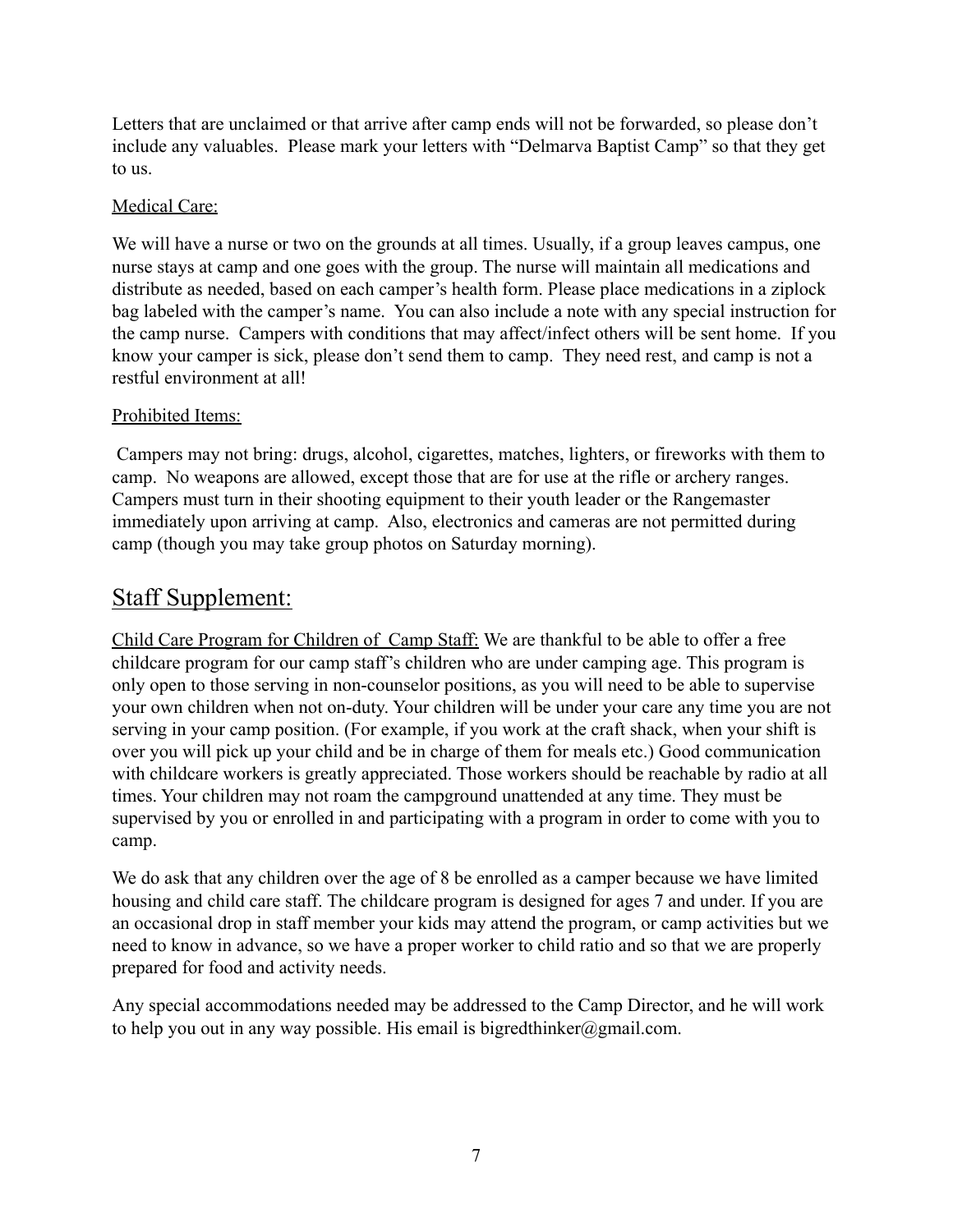Letters that are unclaimed or that arrive after camp ends will not be forwarded, so please don't include any valuables. Please mark your letters with "Delmarva Baptist Camp" so that they get to us.

Medical Care:

We will have a nurse or two on the grounds at all times. Usually, if a group leaves campus, one nurse stays at camp and one goes with the group. The nurse will maintain all medications and distribute as needed, based on each camper's health form. Please place medications in a ziplock bag labeled with the camper's name. You can also include a note with any special instruction for the camp nurse. Campers with conditions that may affect/infect others will be sent home. If you know your camper is sick, please don't send them to camp. They need rest, and camp is not a restful environment at all!

Prohibited Items:

Campers may not bring: drugs, alcohol, cigarettes, matches, lighters, or fireworks with them to camp. No weapons are allowed, except those that are for use at the rifle or archery ranges. Campers must turn in their shooting equipment to their youth leader or the Rangemaster immediately upon arriving at camp. Also, electronics and cameras are not permitted during camp (though you may take group photos on Saturday morning).

## Staff Supplement:

Child Care Program for Children of Camp Staff: We are thankful to be able to offer a free childcare program for our camp staff's children who are under camping age. This program is only open to those serving in non-counselor positions, as you will need to be able to supervise your own children when not on-duty. Your children will be under your care any time you are not serving in your camp position. (For example, if you work at the craft shack, when your shift is over you will pick up your child and be in charge of them for meals etc.) Good communication with childcare workers is greatly appreciated. Those workers should be reachable by radio at all times. Your children may not roam the campground unattended at any time. They must be supervised by you or enrolled in and participating with a program in order to come with you to camp.

We do ask that any children over the age of 8 be enrolled as a camper because we have limited housing and child care staff. The childcare program is designed for ages 7 and under. If you are an occasional drop in staff member your kids may attend the program, or camp activities but we need to know in advance, so we have a proper worker to child ratio and so that we are properly prepared for food and activity needs.

Any special accommodations needed may be addressed to the Camp Director, and he will work to help you out in any way possible. His email is bigredthinker@gmail.com.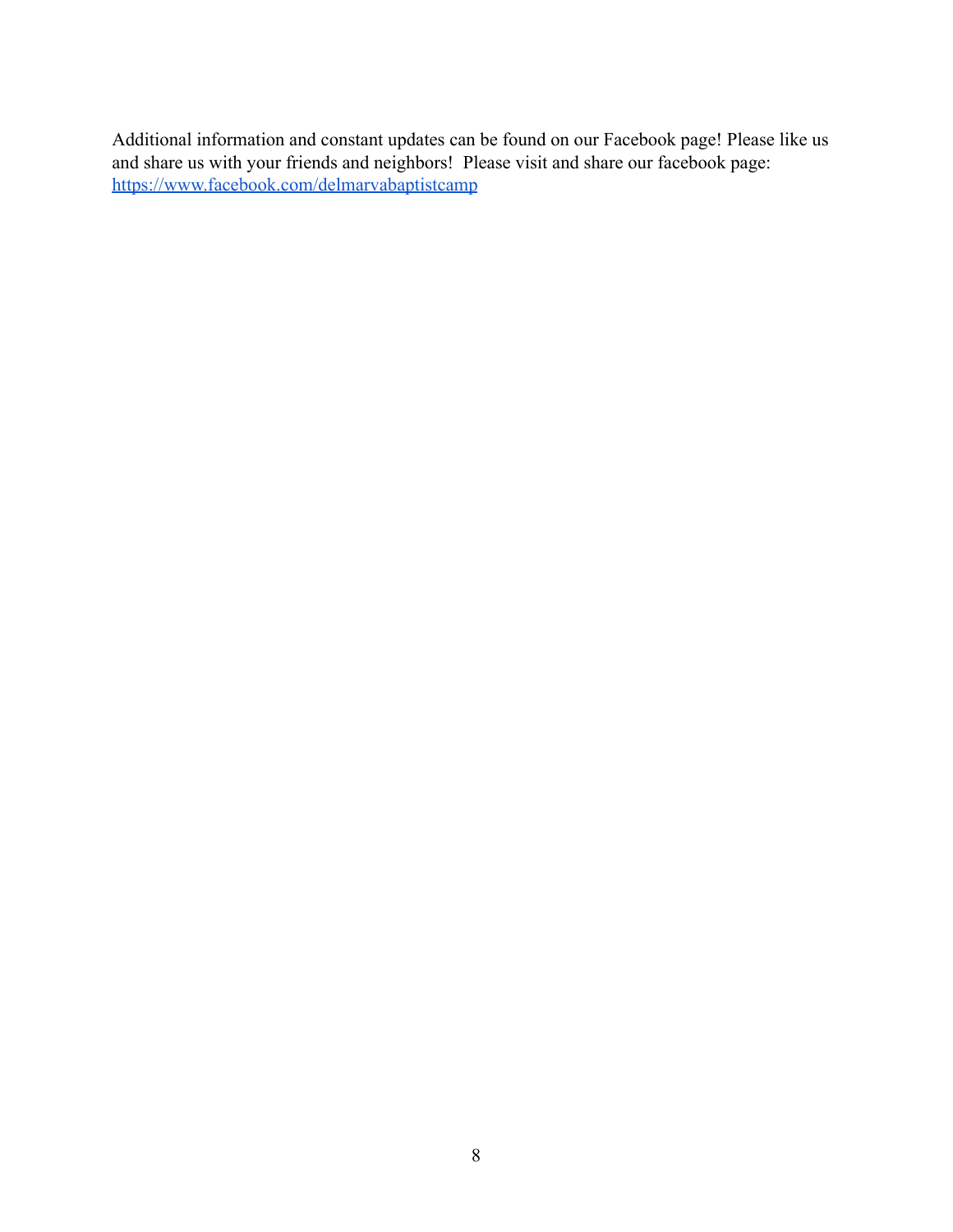Additional information and constant updates can be found on our Facebook page! Please like us and share us with your friends and neighbors! Please visit and share our facebook page: [https://www.facebook.com/delmarvabaptistcamp](https://www.facebook.com/delmarvabaptistcamp)